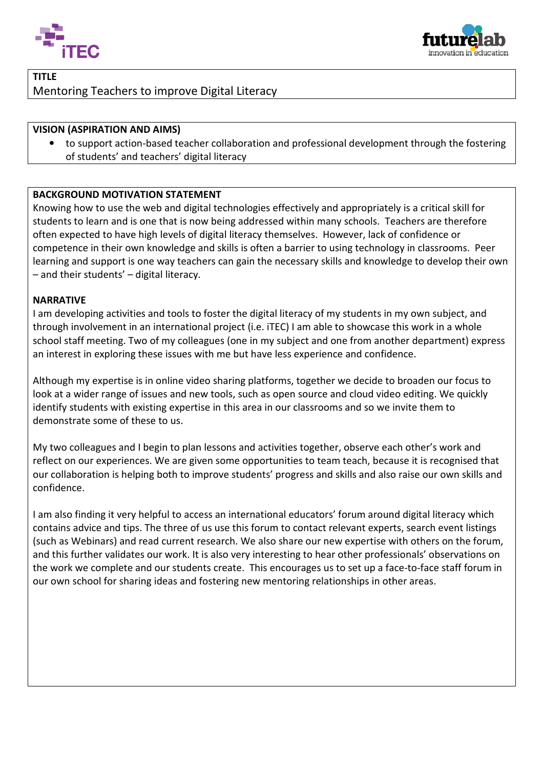## TITLE

Mentoring Teachers to improve Digital Literacy

## VISION (ASPIRATION AND AIMS)

- to support action-based teacher collaboration and professional development through the fostering of students' and teachers' digital literacy

## BACKGROUND MOTIVATION STATEMENT

Knowing how to use the web and digital technologies effectively and appropriately is a critical skill for students to learn and is one that is now being addressed within many schools. Teachers are therefore often expected to have high levels of digital literacy themselves. However, lack of confidence or competence in their own knowledge and skills is often a barrier to using technology in classrooms. Peer learning and support is one way teachers can gain the necessary skills and knowledge to develop their own – and their students' – digital literacy.

## NARRATIVE

I am developing activities and tools to foster the digital literacy of my students in my own subject, and through involvement in an international project (i.e. iTEC) I am able to showcase this work in a whole school staff meeting. Two of my colleagues (one in my subject and one from another department) express an interest in exploring these issues with me but have less experience and confidence.

Although my expertise is in online video sharing platforms, together we decide to broaden our focus to look at a wider range of issues and new tools, such as open source and cloud video editing. We quickly identify students with existing expertise in this area in our classrooms and so we invite them to demonstrate some of these to us.

My two colleagues and I begin to plan lessons and activities together, observe each other's work and reflect on our experiences. We are given some opportunities to team teach, because it is recognised that our collaboration is helping both to improve students' progress and skills and also raise our own skills and confidence.

I am also finding it very helpful to access an international educators' forum around digital literacy which contains advice and tips. The three of us use this forum to contact relevant experts, search event listings (such as Webinars) and read current research. We also share our new expertise with others on the forum, and this further validates our work. It is also very interesting to hear other professionals' observations on the work we complete and our students create. This encourages us to set up a face-to-face staff forum in our own school for sharing ideas and fostering new mentoring relationships in other areas.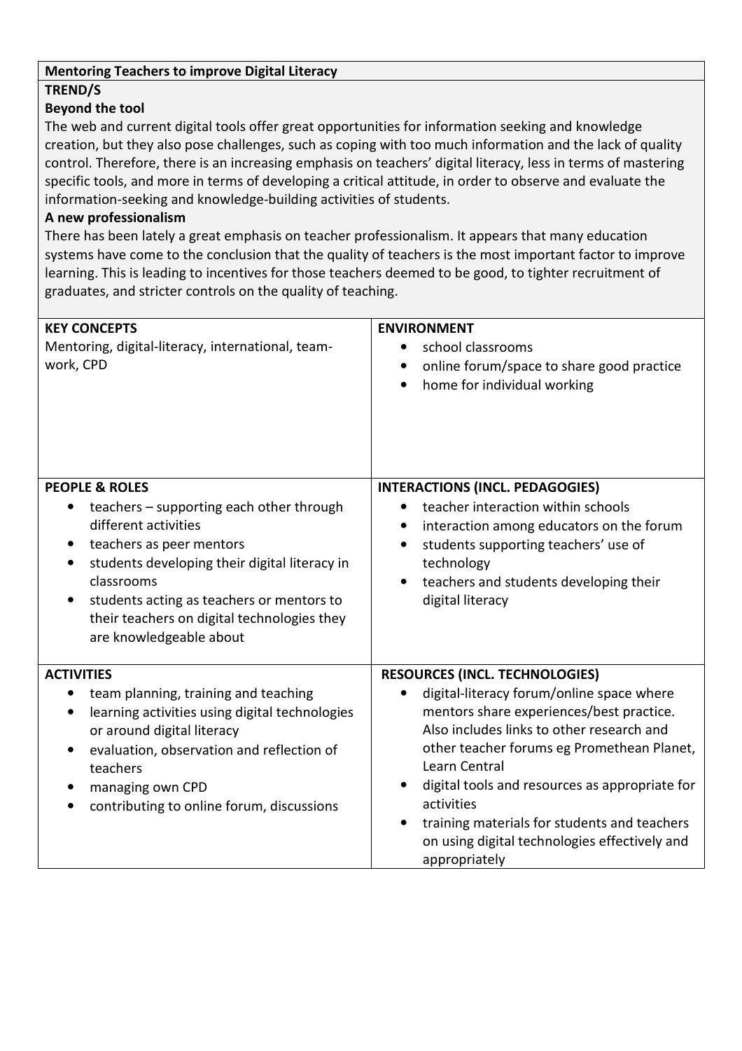**Mentoring Teachers to improve Digital Literacy**

**TREND/S**

**Beyond the tool**

The web and current digital tools offer great opportunities for information seeking and knowledge creation, but they also pose challenges, such as coping with too much information and the lack of quality control. Therefore, there is an increasing emphasis on teachers' digital literacy, less in terms of mastering specific tools, and more in terms of developing a critical attitude, in order to observe and evaluate the information-seeking and knowledge-building activities of students.

**A new professionalism**

There has been lately a great emphasis on teacher professionalism. It appears that many education systems have come to the conclusion that the quality of teachers is the most important factor to improve learning. This is leading to incentives for those teachers deemed to be good, to tighter recruitment of graduates, and stricter controls on the quality of teaching.

| | |
|---|---|
| **KEY CONCEPTS**<br>Mentoring, digital-literacy, international, team-work, CPD | **ENVIRONMENT**<br>• school classrooms<br>• online forum/space to share good practice<br>• home for individual working |
| **PEOPLE & ROLES**<br>• teachers – supporting each other through different activities<br>• teachers as peer mentors<br>• students developing their digital literacy in classrooms<br>• students acting as teachers or mentors to their teachers on digital technologies they are knowledgeable about | **INTERACTIONS (INCL. PEDAGOGIES)**<br>• teacher interaction within schools<br>• interaction among educators on the forum<br>• students supporting teachers' use of technology<br>• teachers and students developing their digital literacy |
| **ACTIVITIES**<br>• team planning, training and teaching<br>• learning activities using digital technologies or around digital literacy<br>• evaluation, observation and reflection of teachers<br>• managing own CPD<br>• contributing to online forum, discussions | **RESOURCES (INCL. TECHNOLOGIES)**<br>• digital-literacy forum/online space where mentors share experiences/best practice. Also includes links to other research and other teacher forums eg Promethean Planet, Learn Central<br>• digital tools and resources as appropriate for activities<br>• training materials for students and teachers on using digital technologies effectively and appropriately |